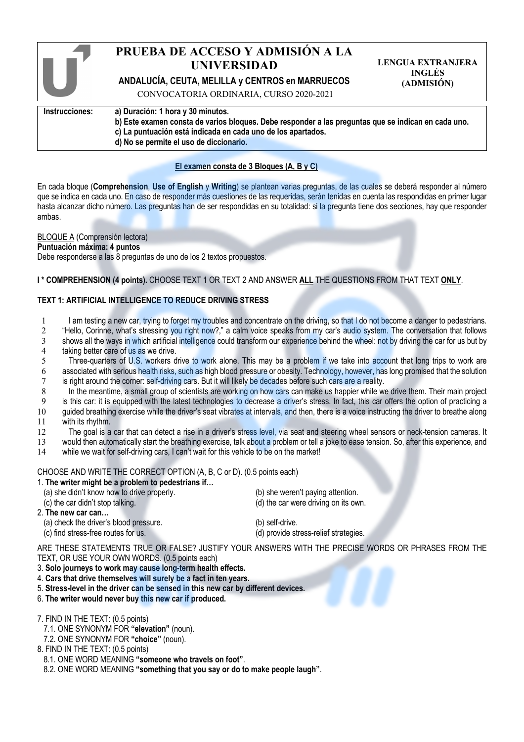# PRUEBA DE ACCESO Y ADMISIÓN A LA UNIVERSIDAD

**ANDALUCÍA, CEUTA, MELILLA y CENTROS en MARRUECOS**

CONVOCATORIA ORDINARIA, CURSO 2020-2021

**LENGUA EXTRANJERA INGLÉS (ADMISIÓN)**

| **Instrucciones:** | **a) Duración: 1 hora y 30 minutos.**<br>**b) Este examen consta de varios bloques. Debe responder a las preguntas que se indican en cada uno.**<br>**c) La puntuación está indicada en cada uno de los apartados.**<br>**d) No se permite el uso de diccionario.** |
|---|---|

**El examen consta de 3 Bloques (A, B y C)**

En cada bloque (**Comprehension**, **Use of English** y **Writing**) se plantean varias preguntas, de las cuales se deberá responder al número que se indica en cada uno. En caso de responder más cuestiones de las requeridas, serán tenidas en cuenta las respondidas en primer lugar hasta alcanzar dicho número. Las preguntas han de ser respondidas en su totalidad: si la pregunta tiene dos secciones, hay que responder ambas.

BLOQUE A (Comprensión lectora)
**Puntuación máxima: 4 puntos**
Debe responderse a las 8 preguntas de uno de los 2 textos propuestos.

**I * COMPREHENSION (4 points).** CHOOSE TEXT 1 OR TEXT 2 AND ANSWER **ALL** THE QUESTIONS FROM THAT TEXT **ONLY**.

## TEXT 1: ARTIFICIAL INTELLIGENCE TO REDUCE DRIVING STRESS

1 I am testing a new car, trying to forget my troubles and concentrate on the driving, so that I do not become a danger to pedestrians.
2 "Hello, Corinne, what's stressing you right now?," a calm voice speaks from my car's audio system. The conversation that follows
3 shows all the ways in which artificial intelligence could transform our experience behind the wheel: not by driving the car for us but by
4 taking better care of us as we drive.
5 Three-quarters of U.S. workers drive to work alone. This may be a problem if we take into account that long trips to work are
6 associated with serious health risks, such as high blood pressure or obesity. Technology, however, has long promised that the solution
7 is right around the corner: self-driving cars. But it will likely be decades before such cars are a reality.
8 In the meantime, a small group of scientists are working on how cars can make us happier while we drive them. Their main project
9 is this car: it is equipped with the latest technologies to decrease a driver's stress. In fact, this car offers the option of practicing a
10 guided breathing exercise while the driver's seat vibrates at intervals, and then, there is a voice instructing the driver to breathe along
11 with its rhythm.
12 The goal is a car that can detect a rise in a driver's stress level, via seat and steering wheel sensors or neck-tension cameras. It
13 would then automatically start the breathing exercise, talk about a problem or tell a joke to ease tension. So, after this experience, and
14 while we wait for self-driving cars, I can't wait for this vehicle to be on the market!

CHOOSE AND WRITE THE CORRECT OPTION (A, B, C or D). (0.5 points each)

1. **The writer might be a problem to pedestrians if…**
   (a) she didn't know how to drive properly.
   (b) she weren't paying attention.
   (c) the car didn't stop talking.
   (d) the car were driving on its own.
2. **The new car can…**
   (a) check the driver's blood pressure.
   (b) self-drive.
   (c) find stress-free routes for us.
   (d) provide stress-relief strategies.

ARE THESE STATEMENTS TRUE OR FALSE? JUSTIFY YOUR ANSWERS WITH THE PRECISE WORDS OR PHRASES FROM THE TEXT, OR USE YOUR OWN WORDS. (0.5 points each)

3. **Solo journeys to work may cause long-term health effects.**
4. **Cars that drive themselves will surely be a fact in ten years.**
5. **Stress-level in the driver can be sensed in this new car by different devices.**
6. **The writer would never buy this new car if produced.**

7. FIND IN THE TEXT: (0.5 points)
   7.1. ONE SYNONYM FOR **"elevation"** (noun).
   7.2. ONE SYNONYM FOR **"choice"** (noun).
8. FIND IN THE TEXT: (0.5 points)
   8.1. ONE WORD MEANING **"someone who travels on foot"**.
   8.2. ONE WORD MEANING **"something that you say or do to make people laugh"**.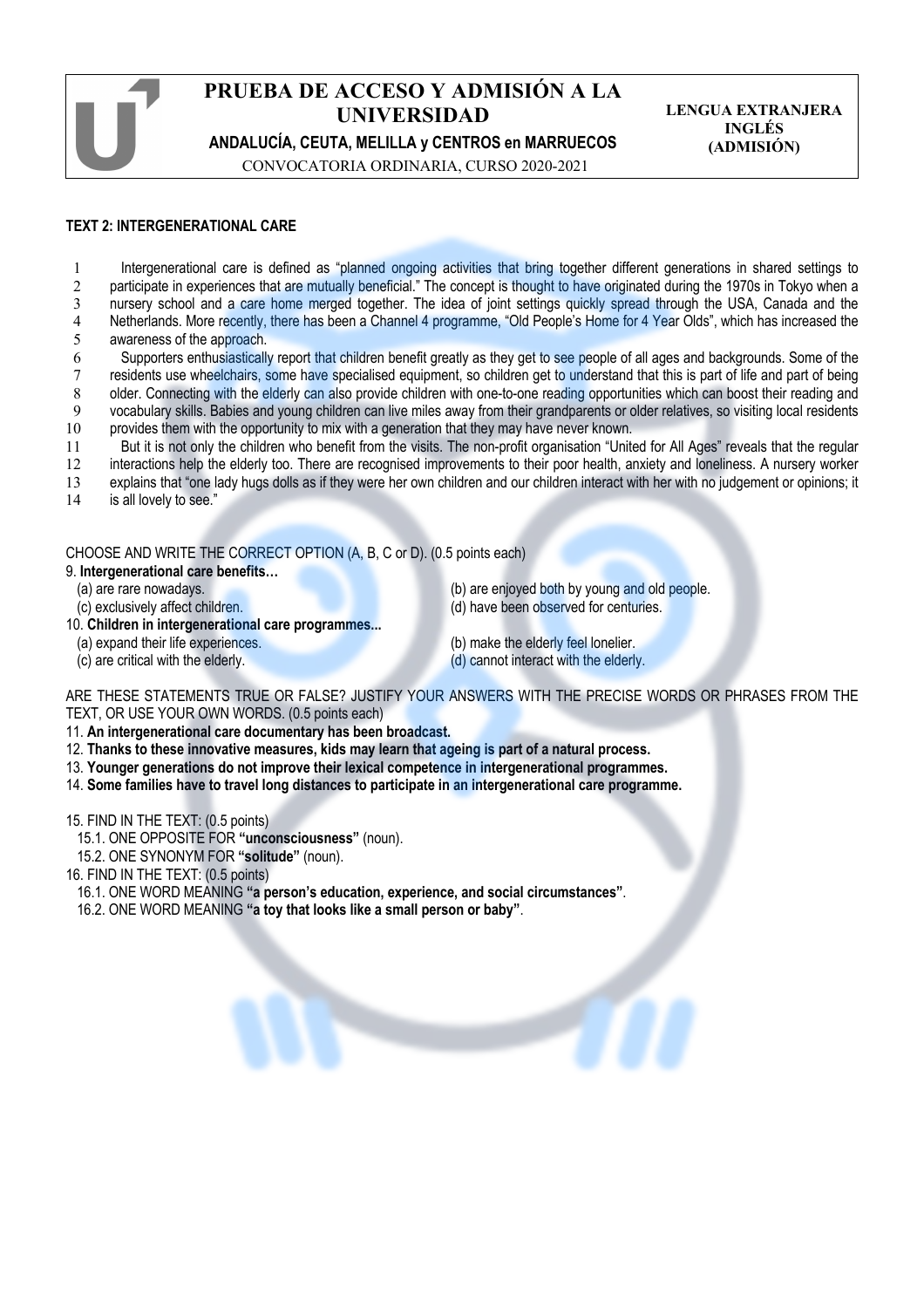# PRUEBA DE ACCESO Y ADMISIÓN A LA UNIVERSIDAD

**ANDALUCÍA, CEUTA, MELILLA y CENTROS en MARRUECOS**

CONVOCATORIA ORDINARIA, CURSO 2020-2021

**LENGUA EXTRANJERA INGLÉS (ADMISIÓN)**

**TEXT 2: INTERGENERATIONAL CARE**

1 Intergenerational care is defined as "planned ongoing activities that bring together different generations in shared settings to
2 participate in experiences that are mutually beneficial." The concept is thought to have originated during the 1970s in Tokyo when a
3 nursery school and a care home merged together. The idea of joint settings quickly spread through the USA, Canada and the
4 Netherlands. More recently, there has been a Channel 4 programme, "Old People's Home for 4 Year Olds", which has increased the
5 awareness of the approach.
6 Supporters enthusiastically report that children benefit greatly as they get to see people of all ages and backgrounds. Some of the
7 residents use wheelchairs, some have specialised equipment, so children get to understand that this is part of life and part of being
8 older. Connecting with the elderly can also provide children with one-to-one reading opportunities which can boost their reading and
9 vocabulary skills. Babies and young children can live miles away from their grandparents or older relatives, so visiting local residents
10 provides them with the opportunity to mix with a generation that they may have never known.
11 But it is not only the children who benefit from the visits. The non-profit organisation "United for All Ages" reveals that the regular
12 interactions help the elderly too. There are recognised improvements to their poor health, anxiety and loneliness. A nursery worker
13 explains that "one lady hugs dolls as if they were her own children and our children interact with her with no judgement or opinions; it
14 is all lovely to see."

CHOOSE AND WRITE THE CORRECT OPTION (A, B, C or D). (0.5 points each)

9. **Intergenerational care benefits…**
   (a) are rare nowadays.
   (b) are enjoyed both by young and old people.
   (c) exclusively affect children.
   (d) have been observed for centuries.

10. **Children in intergenerational care programmes...**
   (a) expand their life experiences.
   (b) make the elderly feel lonelier.
   (c) are critical with the elderly.
   (d) cannot interact with the elderly.

ARE THESE STATEMENTS TRUE OR FALSE? JUSTIFY YOUR ANSWERS WITH THE PRECISE WORDS OR PHRASES FROM THE TEXT, OR USE YOUR OWN WORDS. (0.5 points each)

11. **An intergenerational care documentary has been broadcast.**
12. **Thanks to these innovative measures, kids may learn that ageing is part of a natural process.**
13. **Younger generations do not improve their lexical competence in intergenerational programmes.**
14. **Some families have to travel long distances to participate in an intergenerational care programme.**

15. FIND IN THE TEXT: (0.5 points)
   15.1. ONE OPPOSITE FOR **"unconsciousness"** (noun).
   15.2. ONE SYNONYM FOR **"solitude"** (noun).

16. FIND IN THE TEXT: (0.5 points)
   16.1. ONE WORD MEANING **"a person's education, experience, and social circumstances"**.
   16.2. ONE WORD MEANING **"a toy that looks like a small person or baby"**.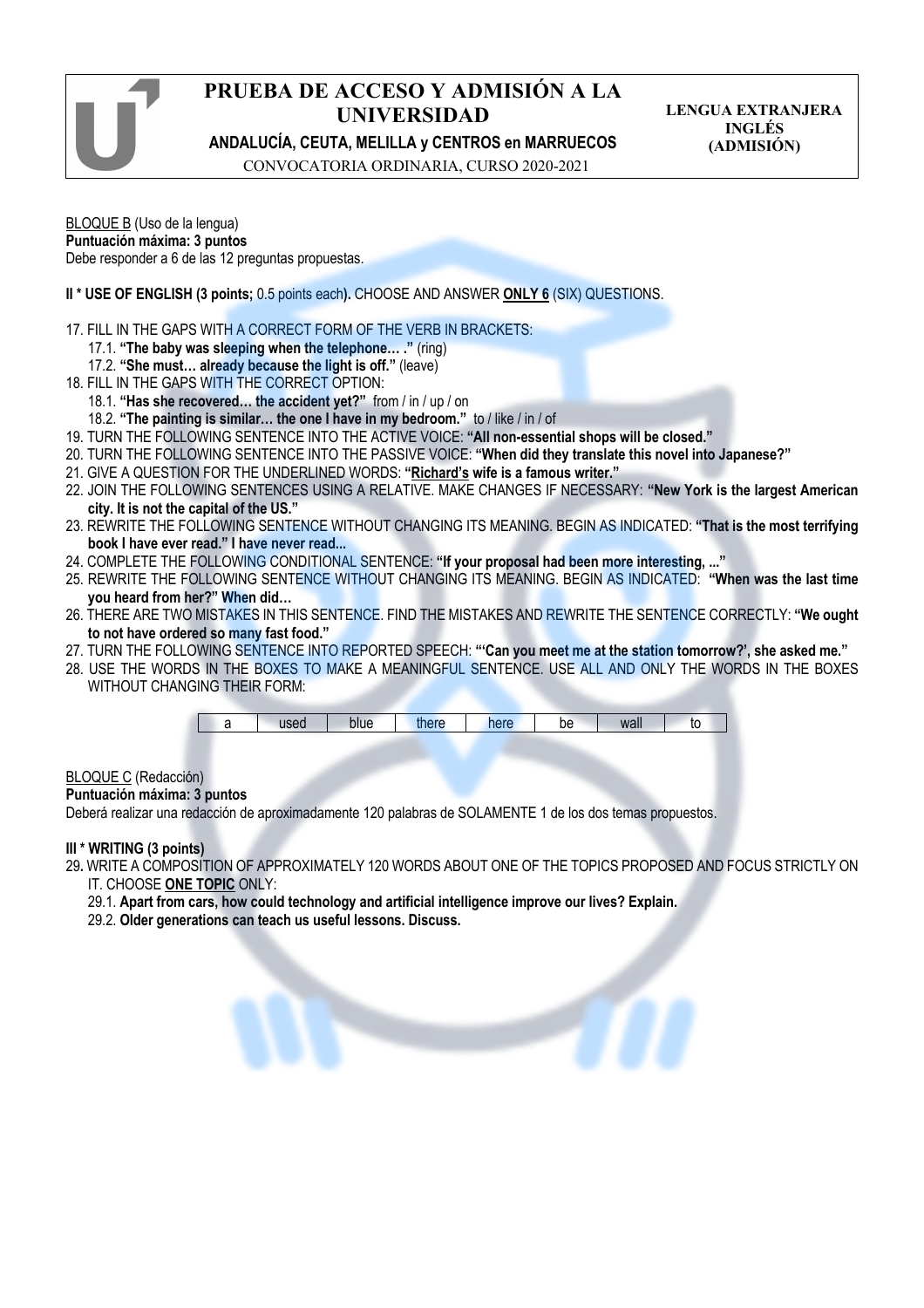# PRUEBA DE ACCESO Y ADMISIÓN A LA UNIVERSIDAD

**ANDALUCÍA, CEUTA, MELILLA y CENTROS en MARRUECOS**

CONVOCATORIA ORDINARIA, CURSO 2020-2021

**LENGUA EXTRANJERA INGLÉS (ADMISIÓN)**

BLOQUE B (Uso de la lengua)
**Puntuación máxima: 3 puntos**
Debe responder a 6 de las 12 preguntas propuestas.

**II * USE OF ENGLISH (3 points;** 0.5 points each**).** CHOOSE AND ANSWER **ONLY 6** (SIX) QUESTIONS.

17. FILL IN THE GAPS WITH A CORRECT FORM OF THE VERB IN BRACKETS:
    17.1. **"The baby was sleeping when the telephone… ."** (ring)
    17.2. **"She must… already because the light is off."** (leave)
18. FILL IN THE GAPS WITH THE CORRECT OPTION:
    18.1. **"Has she recovered… the accident yet?"** from / in / up / on
    18.2. **"The painting is similar… the one I have in my bedroom."** to / like / in / of
19. TURN THE FOLLOWING SENTENCE INTO THE ACTIVE VOICE: **"All non-essential shops will be closed."**
20. TURN THE FOLLOWING SENTENCE INTO THE PASSIVE VOICE: **"When did they translate this novel into Japanese?"**
21. GIVE A QUESTION FOR THE UNDERLINED WORDS: **"<u>Richard's</u> wife is a famous writer."**
22. JOIN THE FOLLOWING SENTENCES USING A RELATIVE. MAKE CHANGES IF NECESSARY: **"New York is the largest American city. It is not the capital of the US."**
23. REWRITE THE FOLLOWING SENTENCE WITHOUT CHANGING ITS MEANING. BEGIN AS INDICATED: **"That is the most terrifying book I have ever read." I have never read...**
24. COMPLETE THE FOLLOWING CONDITIONAL SENTENCE: **"If your proposal had been more interesting, ..."**
25. REWRITE THE FOLLOWING SENTENCE WITHOUT CHANGING ITS MEANING. BEGIN AS INDICATED: **"When was the last time you heard from her?" When did…**
26. THERE ARE TWO MISTAKES IN THIS SENTENCE. FIND THE MISTAKES AND REWRITE THE SENTENCE CORRECTLY: **"We ought to not have ordered so many fast food."**
27. TURN THE FOLLOWING SENTENCE INTO REPORTED SPEECH: **"'Can you meet me at the station tomorrow?', she asked me."**
28. USE THE WORDS IN THE BOXES TO MAKE A MEANINGFUL SENTENCE. USE ALL AND ONLY THE WORDS IN THE BOXES WITHOUT CHANGING THEIR FORM:

| | | | | | | | |
|---|---|---|---|---|---|---|---|
| a | used | blue | there | here | be | wall | to |

BLOQUE C (Redacción)
**Puntuación máxima: 3 puntos**
Deberá realizar una redacción de aproximadamente 120 palabras de SOLAMENTE 1 de los dos temas propuestos.

**III * WRITING (3 points)**

29**.** WRITE A COMPOSITION OF APPROXIMATELY 120 WORDS ABOUT ONE OF THE TOPICS PROPOSED AND FOCUS STRICTLY ON IT. CHOOSE **<u>ONE TOPIC</u>** ONLY:
    29.1. **Apart from cars, how could technology and artificial intelligence improve our lives? Explain.**
    29.2. **Older generations can teach us useful lessons. Discuss.**